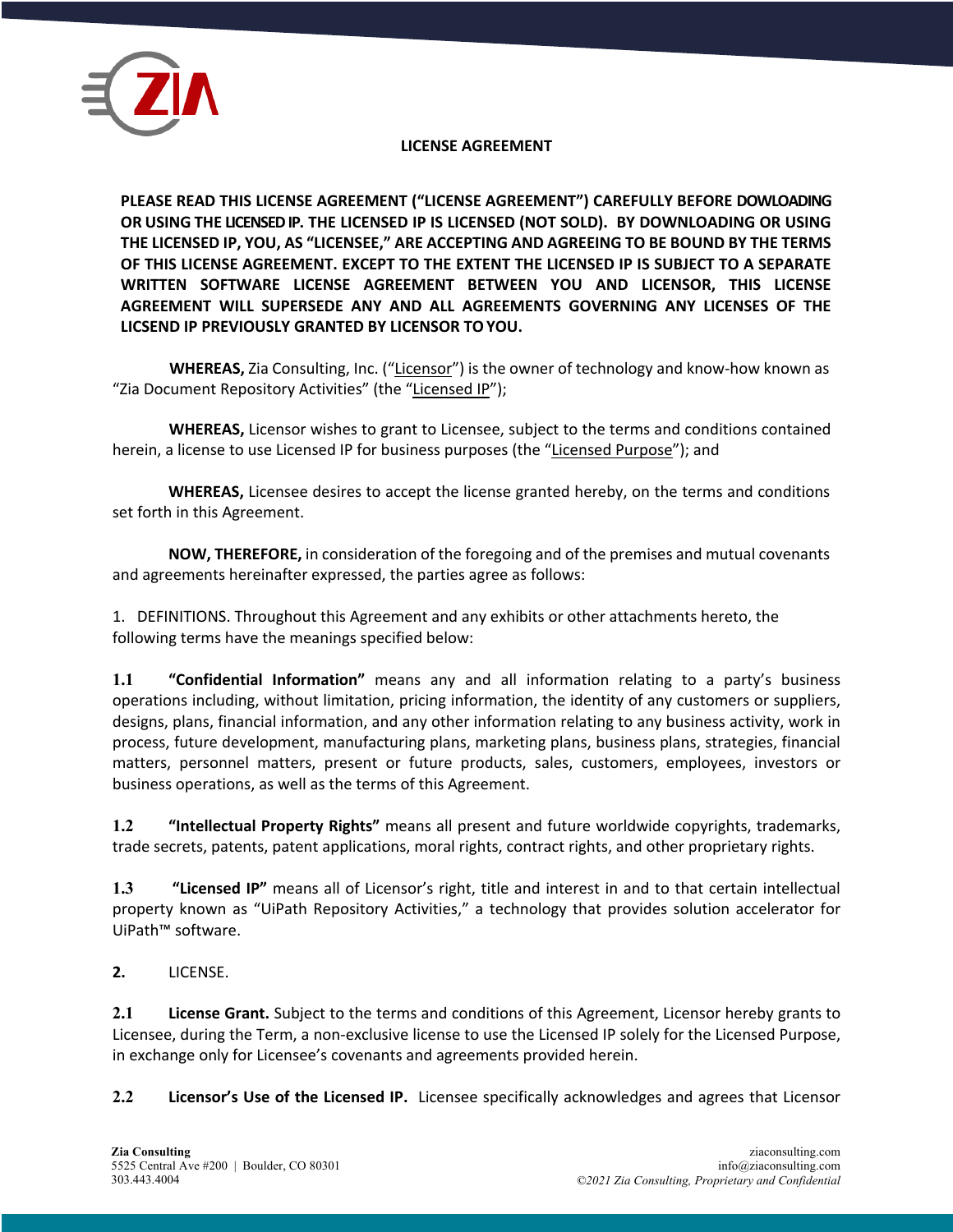# LICENSE AGREEMENT

**PLEASE READ THIS LICENSE AGREEMENT ("LICENSE AGREEMENT") CAREFULLY BEFORE DOWLOADING OR USING THE LICENSED IP. THE LICENSED IP IS LICENSED (NOT SOLD). BY DOWNLOADING OR USING THE LICENSED IP, YOU, AS "LICENSEE," ARE ACCEPTING AND AGREEING TO BE BOUND BY THE TERMS OF THIS LICENSE AGREEMENT. EXCEPT TO THE EXTENT THE LICENSED IP IS SUBJECT TO A SEPARATE WRITTEN SOFTWARE LICENSE AGREEMENT BETWEEN YOU AND LICENSOR, THIS LICENSE AGREEMENT WILL SUPERSEDE ANY AND ALL AGREEMENTS GOVERNING ANY LICENSES OF THE LICSEND IP PREVIOUSLY GRANTED BY LICENSOR TO YOU.**

**WHEREAS,** Zia Consulting, Inc. ("Licensor") is the owner of technology and know-how known as "Zia Document Repository Activities" (the "Licensed IP");

**WHEREAS,** Licensor wishes to grant to Licensee, subject to the terms and conditions contained herein, a license to use Licensed IP for business purposes (the "Licensed Purpose"); and

**WHEREAS,** Licensee desires to accept the license granted hereby, on the terms and conditions set forth in this Agreement.

**NOW, THEREFORE,** in consideration of the foregoing and of the premises and mutual covenants and agreements hereinafter expressed, the parties agree as follows:

1. DEFINITIONS. Throughout this Agreement and any exhibits or other attachments hereto, the following terms have the meanings specified below:

**1.1 "Confidential Information"** means any and all information relating to a party's business operations including, without limitation, pricing information, the identity of any customers or suppliers, designs, plans, financial information, and any other information relating to any business activity, work in process, future development, manufacturing plans, marketing plans, business plans, strategies, financial matters, personnel matters, present or future products, sales, customers, employees, investors or business operations, as well as the terms of this Agreement.

**1.2 "Intellectual Property Rights"** means all present and future worldwide copyrights, trademarks, trade secrets, patents, patent applications, moral rights, contract rights, and other proprietary rights.

**1.3 "Licensed IP"** means all of Licensor's right, title and interest in and to that certain intellectual property known as "UiPath Repository Activities," a technology that provides solution accelerator for UiPath™ software.

**2.** LICENSE.

**2.1 License Grant.** Subject to the terms and conditions of this Agreement, Licensor hereby grants to Licensee, during the Term, a non-exclusive license to use the Licensed IP solely for the Licensed Purpose, in exchange only for Licensee's covenants and agreements provided herein.

**2.2 Licensor's Use of the Licensed IP.** Licensee specifically acknowledges and agrees that Licensor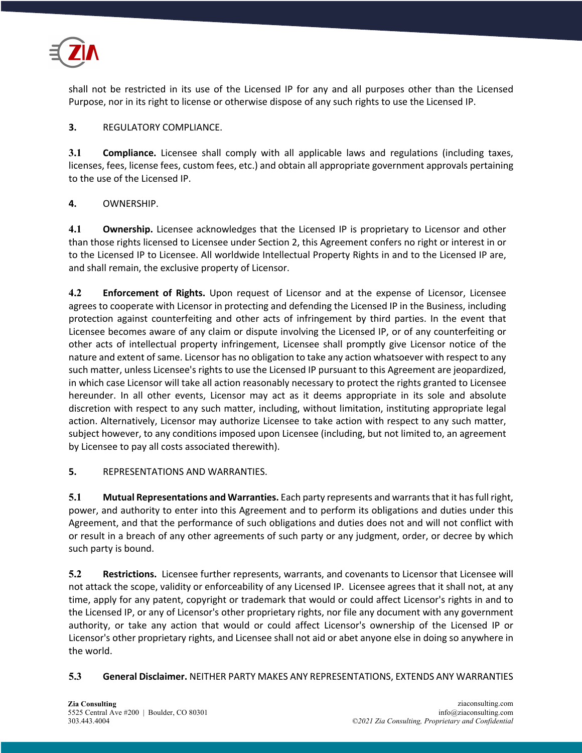shall not be restricted in its use of the Licensed IP for any and all purposes other than the Licensed Purpose, nor in its right to license or otherwise dispose of any such rights to use the Licensed IP.

**3.** REGULATORY COMPLIANCE.

**3.1 Compliance.** Licensee shall comply with all applicable laws and regulations (including taxes, licenses, fees, license fees, custom fees, etc.) and obtain all appropriate government approvals pertaining to the use of the Licensed IP.

**4.** OWNERSHIP.

**4.1 Ownership.** Licensee acknowledges that the Licensed IP is proprietary to Licensor and other than those rights licensed to Licensee under Section 2, this Agreement confers no right or interest in or to the Licensed IP to Licensee. All worldwide Intellectual Property Rights in and to the Licensed IP are, and shall remain, the exclusive property of Licensor.

**4.2 Enforcement of Rights.** Upon request of Licensor and at the expense of Licensor, Licensee agrees to cooperate with Licensor in protecting and defending the Licensed IP in the Business, including protection against counterfeiting and other acts of infringement by third parties. In the event that Licensee becomes aware of any claim or dispute involving the Licensed IP, or of any counterfeiting or other acts of intellectual property infringement, Licensee shall promptly give Licensor notice of the nature and extent of same. Licensor has no obligation to take any action whatsoever with respect to any such matter, unless Licensee's rights to use the Licensed IP pursuant to this Agreement are jeopardized, in which case Licensor will take all action reasonably necessary to protect the rights granted to Licensee hereunder. In all other events, Licensor may act as it deems appropriate in its sole and absolute discretion with respect to any such matter, including, without limitation, instituting appropriate legal action. Alternatively, Licensor may authorize Licensee to take action with respect to any such matter, subject however, to any conditions imposed upon Licensee (including, but not limited to, an agreement by Licensee to pay all costs associated therewith).

**5.** REPRESENTATIONS AND WARRANTIES.

**5.1 Mutual Representations and Warranties.** Each party represents and warrants that it has full right, power, and authority to enter into this Agreement and to perform its obligations and duties under this Agreement, and that the performance of such obligations and duties does not and will not conflict with or result in a breach of any other agreements of such party or any judgment, order, or decree by which such party is bound.

**5.2 Restrictions.** Licensee further represents, warrants, and covenants to Licensor that Licensee will not attack the scope, validity or enforceability of any Licensed IP. Licensee agrees that it shall not, at any time, apply for any patent, copyright or trademark that would or could affect Licensor's rights in and to the Licensed IP, or any of Licensor's other proprietary rights, nor file any document with any government authority, or take any action that would or could affect Licensor's ownership of the Licensed IP or Licensor's other proprietary rights, and Licensee shall not aid or abet anyone else in doing so anywhere in the world.

**5.3 General Disclaimer.** NEITHER PARTY MAKES ANY REPRESENTATIONS, EXTENDS ANY WARRANTIES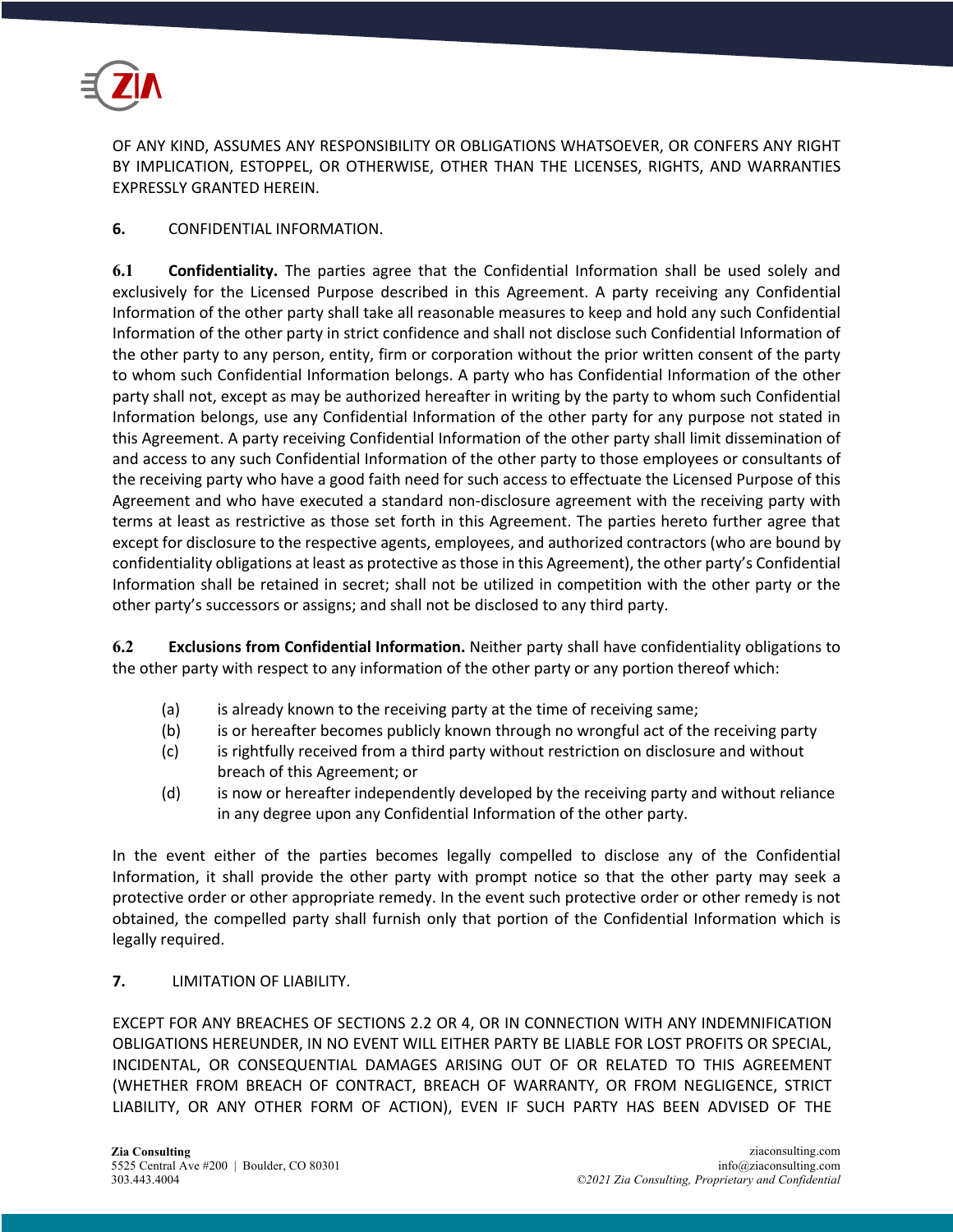OF ANY KIND, ASSUMES ANY RESPONSIBILITY OR OBLIGATIONS WHATSOEVER, OR CONFERS ANY RIGHT BY IMPLICATION, ESTOPPEL, OR OTHERWISE, OTHER THAN THE LICENSES, RIGHTS, AND WARRANTIES EXPRESSLY GRANTED HEREIN.

**6.** CONFIDENTIAL INFORMATION.

**6.1 Confidentiality.** The parties agree that the Confidential Information shall be used solely and exclusively for the Licensed Purpose described in this Agreement. A party receiving any Confidential Information of the other party shall take all reasonable measures to keep and hold any such Confidential Information of the other party in strict confidence and shall not disclose such Confidential Information of the other party to any person, entity, firm or corporation without the prior written consent of the party to whom such Confidential Information belongs. A party who has Confidential Information of the other party shall not, except as may be authorized hereafter in writing by the party to whom such Confidential Information belongs, use any Confidential Information of the other party for any purpose not stated in this Agreement. A party receiving Confidential Information of the other party shall limit dissemination of and access to any such Confidential Information of the other party to those employees or consultants of the receiving party who have a good faith need for such access to effectuate the Licensed Purpose of this Agreement and who have executed a standard non-disclosure agreement with the receiving party with terms at least as restrictive as those set forth in this Agreement. The parties hereto further agree that except for disclosure to the respective agents, employees, and authorized contractors (who are bound by confidentiality obligations at least as protective as those in this Agreement), the other party's Confidential Information shall be retained in secret; shall not be utilized in competition with the other party or the other party's successors or assigns; and shall not be disclosed to any third party.

**6.2 Exclusions from Confidential Information.** Neither party shall have confidentiality obligations to the other party with respect to any information of the other party or any portion thereof which:

(a) is already known to the receiving party at the time of receiving same;
(b) is or hereafter becomes publicly known through no wrongful act of the receiving party
(c) is rightfully received from a third party without restriction on disclosure and without breach of this Agreement; or
(d) is now or hereafter independently developed by the receiving party and without reliance in any degree upon any Confidential Information of the other party.

In the event either of the parties becomes legally compelled to disclose any of the Confidential Information, it shall provide the other party with prompt notice so that the other party may seek a protective order or other appropriate remedy. In the event such protective order or other remedy is not obtained, the compelled party shall furnish only that portion of the Confidential Information which is legally required.

**7.** LIMITATION OF LIABILITY.

EXCEPT FOR ANY BREACHES OF SECTIONS 2.2 OR 4, OR IN CONNECTION WITH ANY INDEMNIFICATION OBLIGATIONS HEREUNDER, IN NO EVENT WILL EITHER PARTY BE LIABLE FOR LOST PROFITS OR SPECIAL, INCIDENTAL, OR CONSEQUENTIAL DAMAGES ARISING OUT OF OR RELATED TO THIS AGREEMENT (WHETHER FROM BREACH OF CONTRACT, BREACH OF WARRANTY, OR FROM NEGLIGENCE, STRICT LIABILITY, OR ANY OTHER FORM OF ACTION), EVEN IF SUCH PARTY HAS BEEN ADVISED OF THE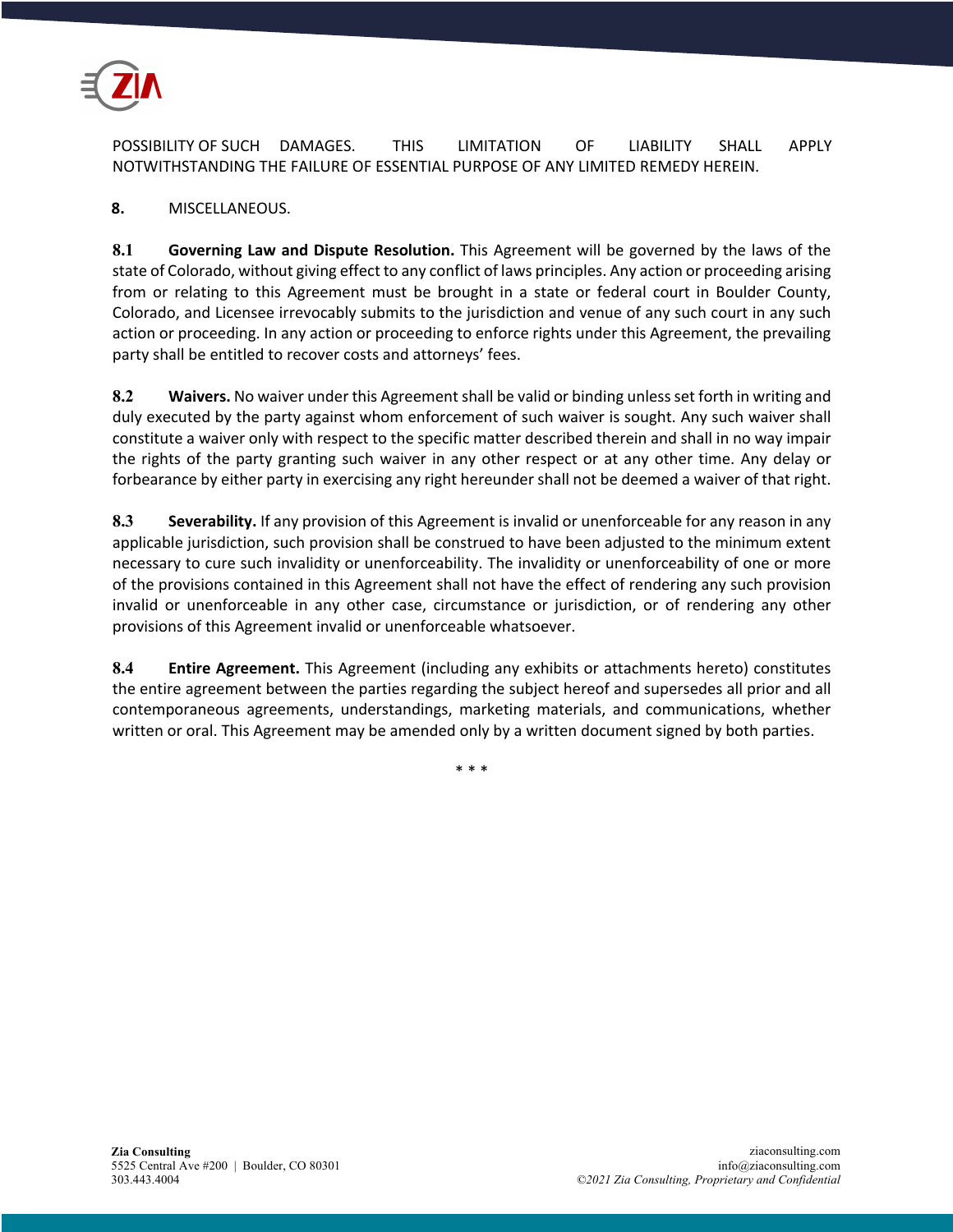POSSIBILITY OF SUCH DAMAGES. THIS LIMITATION OF LIABILITY SHALL APPLY NOTWITHSTANDING THE FAILURE OF ESSENTIAL PURPOSE OF ANY LIMITED REMEDY HEREIN.

**8.** MISCELLANEOUS.

**8.1 Governing Law and Dispute Resolution.** This Agreement will be governed by the laws of the state of Colorado, without giving effect to any conflict of laws principles. Any action or proceeding arising from or relating to this Agreement must be brought in a state or federal court in Boulder County, Colorado, and Licensee irrevocably submits to the jurisdiction and venue of any such court in any such action or proceeding. In any action or proceeding to enforce rights under this Agreement, the prevailing party shall be entitled to recover costs and attorneys' fees.

**8.2 Waivers.** No waiver under this Agreement shall be valid or binding unless set forth in writing and duly executed by the party against whom enforcement of such waiver is sought. Any such waiver shall constitute a waiver only with respect to the specific matter described therein and shall in no way impair the rights of the party granting such waiver in any other respect or at any other time. Any delay or forbearance by either party in exercising any right hereunder shall not be deemed a waiver of that right.

**8.3 Severability.** If any provision of this Agreement is invalid or unenforceable for any reason in any applicable jurisdiction, such provision shall be construed to have been adjusted to the minimum extent necessary to cure such invalidity or unenforceability. The invalidity or unenforceability of one or more of the provisions contained in this Agreement shall not have the effect of rendering any such provision invalid or unenforceable in any other case, circumstance or jurisdiction, or of rendering any other provisions of this Agreement invalid or unenforceable whatsoever.

**8.4 Entire Agreement.** This Agreement (including any exhibits or attachments hereto) constitutes the entire agreement between the parties regarding the subject hereof and supersedes all prior and all contemporaneous agreements, understandings, marketing materials, and communications, whether written or oral. This Agreement may be amended only by a written document signed by both parties.

* * *